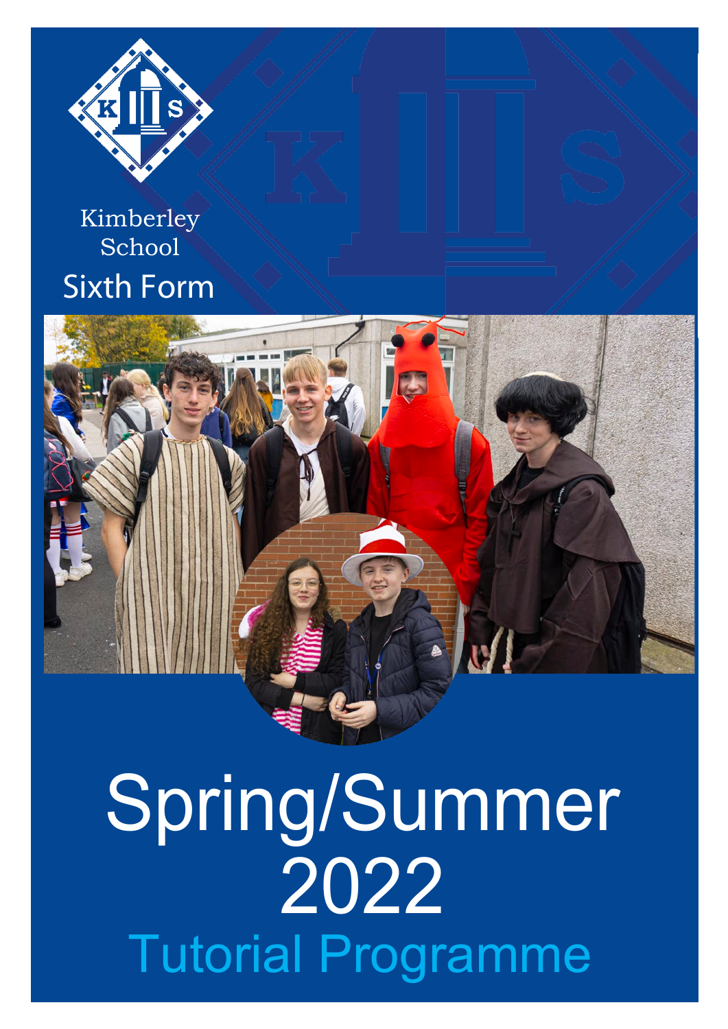Kimberley School

Sixth Form

# Spring/Summer 2022

## Tutorial Programme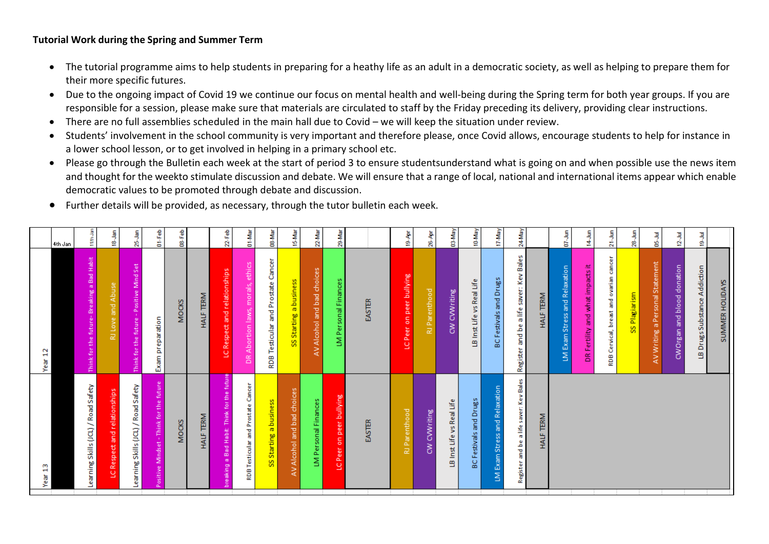**Tutorial Work during the Spring and Summer Term**

- The tutorial programme aims to help students in preparing for a heathy life as an adult in a democratic society, as well as helping to prepare them for their more specific futures.
- Due to the ongoing impact of Covid 19 we continue our focus on mental health and well-being during the Spring term for both year groups. If you are responsible for a session, please make sure that materials are circulated to staff by the Friday preceding its delivery, providing clear instructions.
- There are no full assemblies scheduled in the main hall due to Covid – we will keep the situation under review.
- Students' involvement in the school community is very important and therefore please, once Covid allows, encourage students to help for instance in a lower school lesson, or to get involved in helping in a primary school etc.
- Please go through the Bulletin each week at the start of period 3 to ensure studentsunderstand what is going on and when possible use the news item and thought for the weekto stimulate discussion and debate. We will ensure that a range of local, national and international items appear which enable democratic values to be promoted through debate and discussion.
- Further details will be provided, as necessary, through the tutor bulletin each week.

| | Year 12 | Year 13 |
|---|---|---|
| 4th Jan | | |
| 11th Jan | Think for the future- Breaking a Bad Habit | Learning Skills (JCL) / Road Safety |
| 18-Jan | RJ Love and Abuse | LC Respect and relationships |
| 25-Jan | Think for the future - Positive Mind Set | Learning Skills (JCL) / Road Safety |
| 01-Feb | Exam preparation | Positive Mindset - Think for the future |
| 08-Feb | MOCKS | MOCKS |
| | HALF TERM | HALF TERM |
| 22-Feb | LC Respect and relationships | breaking a Bad Habit: Think for the future |
| 01-Mar | DR Abortion laws, morals, ethics | RDB Testicular and Prostate Cancer |
| 08-Mar | RDB Testicular and Prostate Cancer | SS Starting a business |
| 15-Mar | SS Starting a business | AV Alcohol and bad choices |
| 22-Mar | AV Alcohol and bad choices | LM Personal Finances |
| 29-Mar | LM Personal Finances | LC Peer on peer bullying |
| | EASTER | EASTER |
| 19-Apr | LC Peer on peer bullying | RJ Parenthood |
| 26-Apr | RJ Parenthood | CW CVWriting |
| 03-May | CW CVWriting | LB Inst Life vs Real Life |
| 10-May | LB Inst Life vs Real Life | BC Festivals and Drugs |
| 17-May | BC Festivals and Drugs | LM Exam Stress and Relaxation |
| 24-May | Register and be a life saver: Kev Bales | Register and be a life saver: Kev Bales |
| | HALF TERM | HALF TERM |
| 07-Jun | LM Exam Stress and Relaxation | |
| 14-Jun | DR Fertility and what impacts it | |
| 21-Jun | RDB Cervical, breast and ovarian cancer | |
| 28-Jun | SS Plagiarism | |
| 05-Jul | AV Writing a Personal Statement | |
| 12-Jul | CWOrgan and blood donation | |
| 19-Jul | LB Drugs Substance Addiction | |
| | SUMMER HOLIDAYS | |